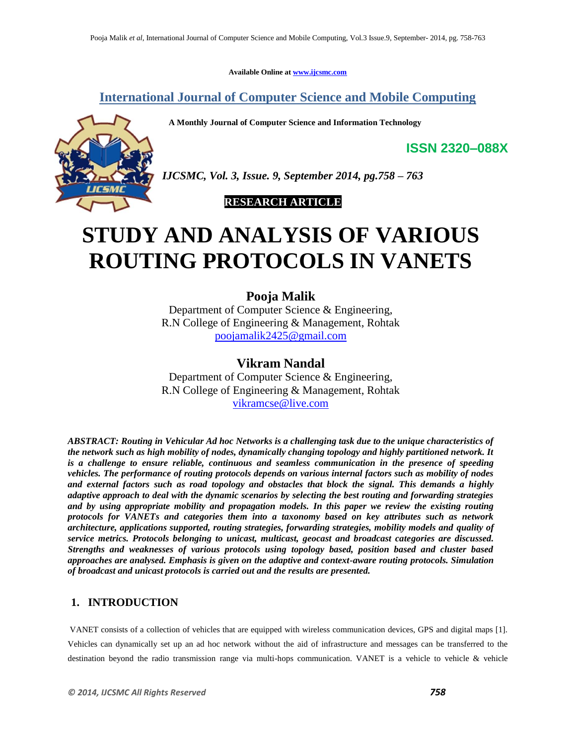Available Online at www.ijcsmc.com

# International Journal of Computer Science and Mobile Computing

**A Monthly Journal of Computer Science and Information Technology**

**ISSN 2320–088X**

*IJCSMC, Vol. 3, Issue. 9, September 2014, pg.758 – 763*

**RESEARCH ARTICLE**

# STUDY AND ANALYSIS OF VARIOUS ROUTING PROTOCOLS IN VANETS

**Pooja Malik**
Department of Computer Science & Engineering,
R.N College of Engineering & Management, Rohtak
poojamalik2425@gmail.com

**Vikram Nandal**
Department of Computer Science & Engineering,
R.N College of Engineering & Management, Rohtak
vikramcse@live.com

***ABSTRACT: Routing in Vehicular Ad hoc Networks is a challenging task due to the unique characteristics of the network such as high mobility of nodes, dynamically changing topology and highly partitioned network. It is a challenge to ensure reliable, continuous and seamless communication in the presence of speeding vehicles. The performance of routing protocols depends on various internal factors such as mobility of nodes and external factors such as road topology and obstacles that block the signal. This demands a highly adaptive approach to deal with the dynamic scenarios by selecting the best routing and forwarding strategies and by using appropriate mobility and propagation models. In this paper we review the existing routing protocols for VANETs and categories them into a taxonomy based on key attributes such as network architecture, applications supported, routing strategies, forwarding strategies, mobility models and quality of service metrics. Protocols belonging to unicast, multicast, geocast and broadcast categories are discussed. Strengths and weaknesses of various protocols using topology based, position based and cluster based approaches are analysed. Emphasis is given on the adaptive and context-aware routing protocols. Simulation of broadcast and unicast protocols is carried out and the results are presented.***

## 1. INTRODUCTION

VANET consists of a collection of vehicles that are equipped with wireless communication devices, GPS and digital maps [1]. Vehicles can dynamically set up an ad hoc network without the aid of infrastructure and messages can be transferred to the destination beyond the radio transmission range via multi-hops communication. VANET is a vehicle to vehicle & vehicle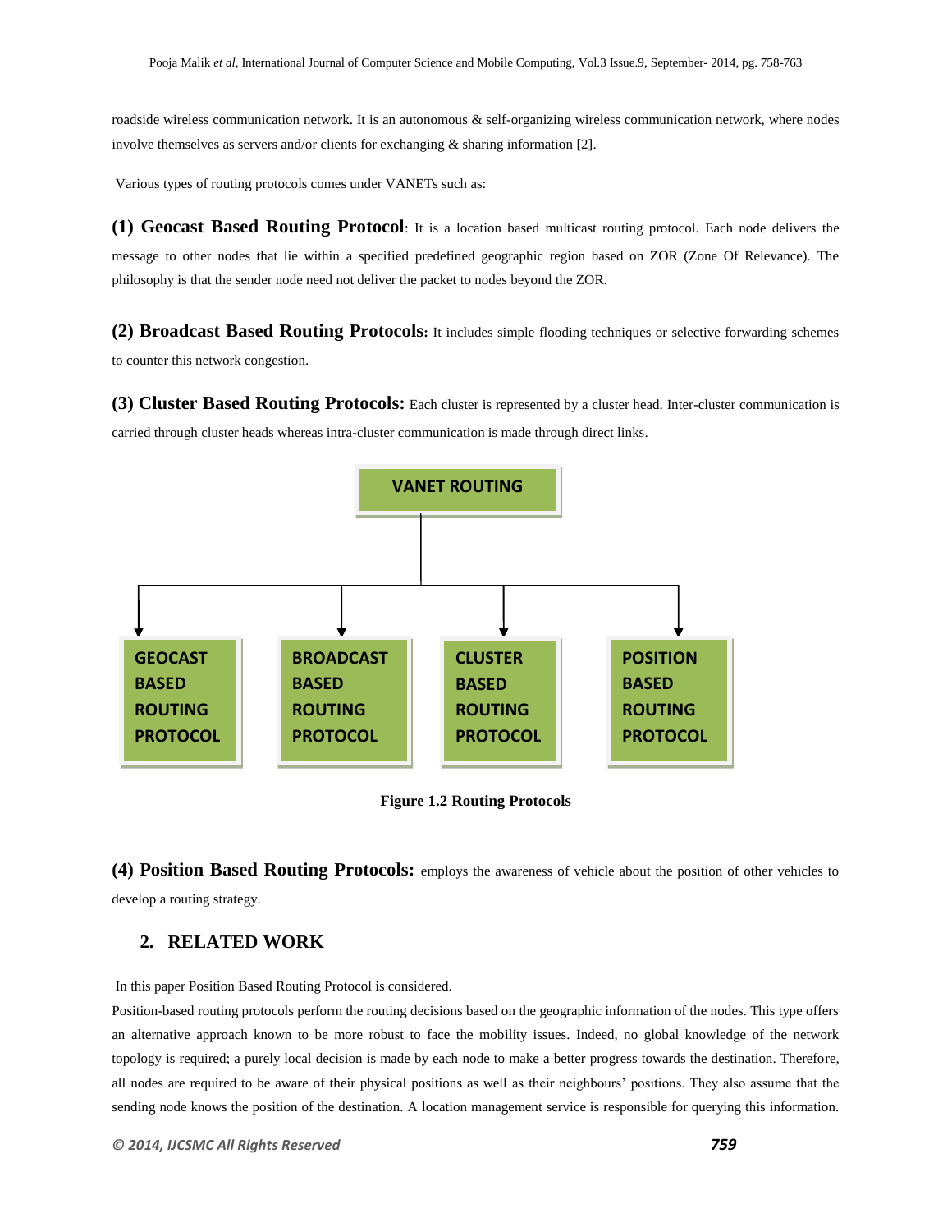roadside wireless communication network. It is an autonomous & self-organizing wireless communication network, where nodes involve themselves as servers and/or clients for exchanging & sharing information [2].

Various types of routing protocols comes under VANETs such as:

**(1) Geocast Based Routing Protocol**: It is a location based multicast routing protocol. Each node delivers the message to other nodes that lie within a specified predefined geographic region based on ZOR (Zone Of Relevance). The philosophy is that the sender node need not deliver the packet to nodes beyond the ZOR.

**(2) Broadcast Based Routing Protocols:** It includes simple flooding techniques or selective forwarding schemes to counter this network congestion.

**(3) Cluster Based Routing Protocols:** Each cluster is represented by a cluster head. Inter-cluster communication is carried through cluster heads whereas intra-cluster communication is made through direct links.

VANET ROUTING

GEOCAST BASED ROUTING PROTOCOL | BROADCAST BASED ROUTING PROTOCOL | CLUSTER BASED ROUTING PROTOCOL | POSITION BASED ROUTING PROTOCOL

**Figure 1.2 Routing Protocols**

**(4) Position Based Routing Protocols:** employs the awareness of vehicle about the position of other vehicles to develop a routing strategy.

## 2. RELATED WORK

In this paper Position Based Routing Protocol is considered.

Position-based routing protocols perform the routing decisions based on the geographic information of the nodes. This type offers an alternative approach known to be more robust to face the mobility issues. Indeed, no global knowledge of the network topology is required; a purely local decision is made by each node to make a better progress towards the destination. Therefore, all nodes are required to be aware of their physical positions as well as their neighbours' positions. They also assume that the sending node knows the position of the destination. A location management service is responsible for querying this information.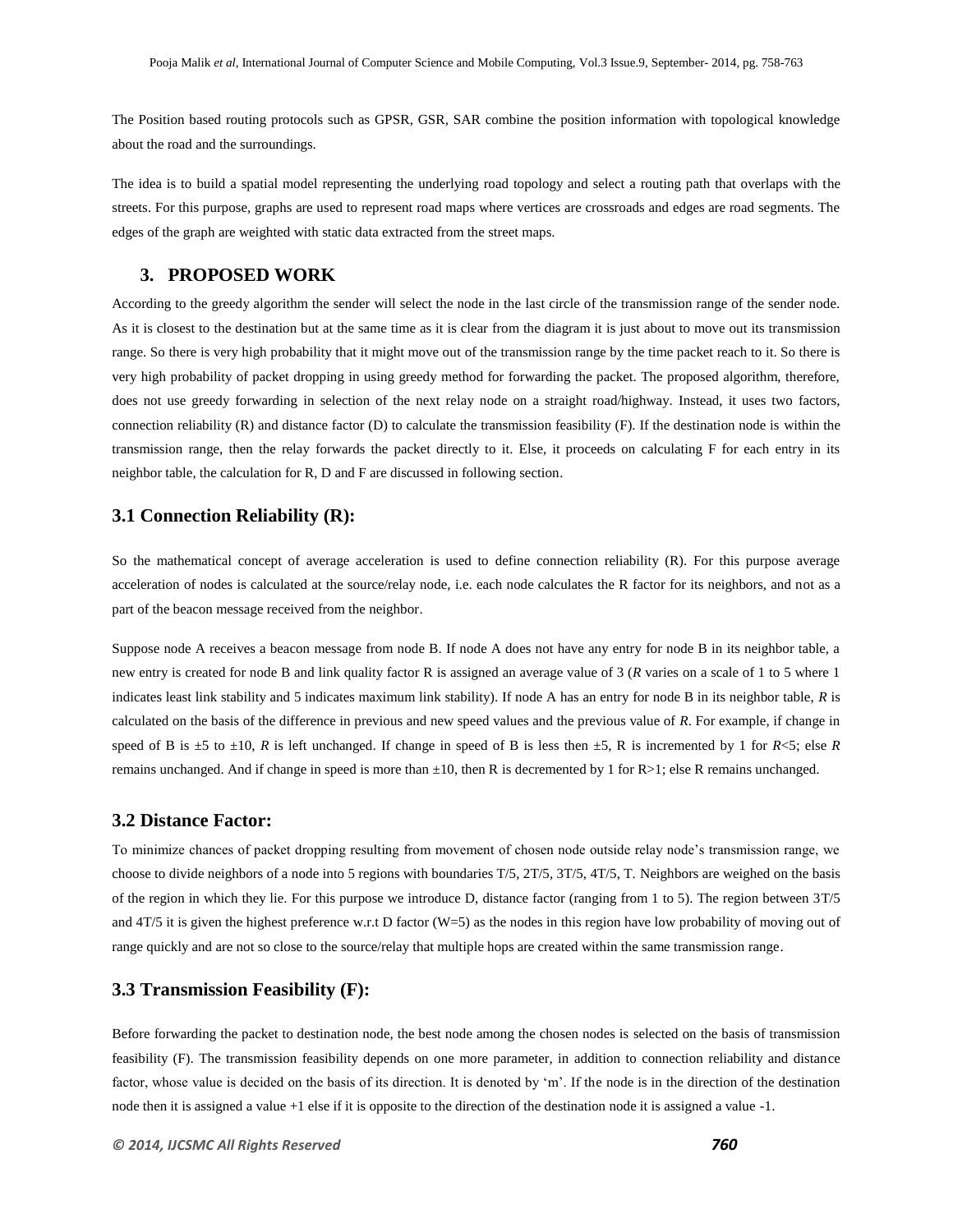The Position based routing protocols such as GPSR, GSR, SAR combine the position information with topological knowledge about the road and the surroundings.

The idea is to build a spatial model representing the underlying road topology and select a routing path that overlaps with the streets. For this purpose, graphs are used to represent road maps where vertices are crossroads and edges are road segments. The edges of the graph are weighted with static data extracted from the street maps.

## 3. PROPOSED WORK

According to the greedy algorithm the sender will select the node in the last circle of the transmission range of the sender node. As it is closest to the destination but at the same time as it is clear from the diagram it is just about to move out its transmission range. So there is very high probability that it might move out of the transmission range by the time packet reach to it. So there is very high probability of packet dropping in using greedy method for forwarding the packet. The proposed algorithm, therefore, does not use greedy forwarding in selection of the next relay node on a straight road/highway. Instead, it uses two factors, connection reliability (R) and distance factor (D) to calculate the transmission feasibility (F). If the destination node is within the transmission range, then the relay forwards the packet directly to it. Else, it proceeds on calculating F for each entry in its neighbor table, the calculation for R, D and F are discussed in following section.

### 3.1 Connection Reliability (R):

So the mathematical concept of average acceleration is used to define connection reliability (R). For this purpose average acceleration of nodes is calculated at the source/relay node, i.e. each node calculates the R factor for its neighbors, and not as a part of the beacon message received from the neighbor.

Suppose node A receives a beacon message from node B. If node A does not have any entry for node B in its neighbor table, a new entry is created for node B and link quality factor R is assigned an average value of 3 (*R* varies on a scale of 1 to 5 where 1 indicates least link stability and 5 indicates maximum link stability). If node A has an entry for node B in its neighbor table, *R* is calculated on the basis of the difference in previous and new speed values and the previous value of *R*. For example, if change in speed of B is $\pm 5$ to $\pm 10$, *R* is left unchanged. If change in speed of B is less then $\pm 5$, R is incremented by 1 for $R<5$; else *R* remains unchanged. And if change in speed is more than $\pm 10$, then R is decremented by 1 for $R>1$; else R remains unchanged.

### 3.2 Distance Factor:

To minimize chances of packet dropping resulting from movement of chosen node outside relay node's transmission range, we choose to divide neighbors of a node into 5 regions with boundaries T/5, 2T/5, 3T/5, 4T/5, T. Neighbors are weighed on the basis of the region in which they lie. For this purpose we introduce D, distance factor (ranging from 1 to 5). The region between 3T/5 and 4T/5 it is given the highest preference w.r.t D factor (W=5) as the nodes in this region have low probability of moving out of range quickly and are not so close to the source/relay that multiple hops are created within the same transmission range.

### 3.3 Transmission Feasibility (F):

Before forwarding the packet to destination node, the best node among the chosen nodes is selected on the basis of transmission feasibility (F). The transmission feasibility depends on one more parameter, in addition to connection reliability and distance factor, whose value is decided on the basis of its direction. It is denoted by 'm'. If the node is in the direction of the destination node then it is assigned a value +1 else if it is opposite to the direction of the destination node it is assigned a value -1.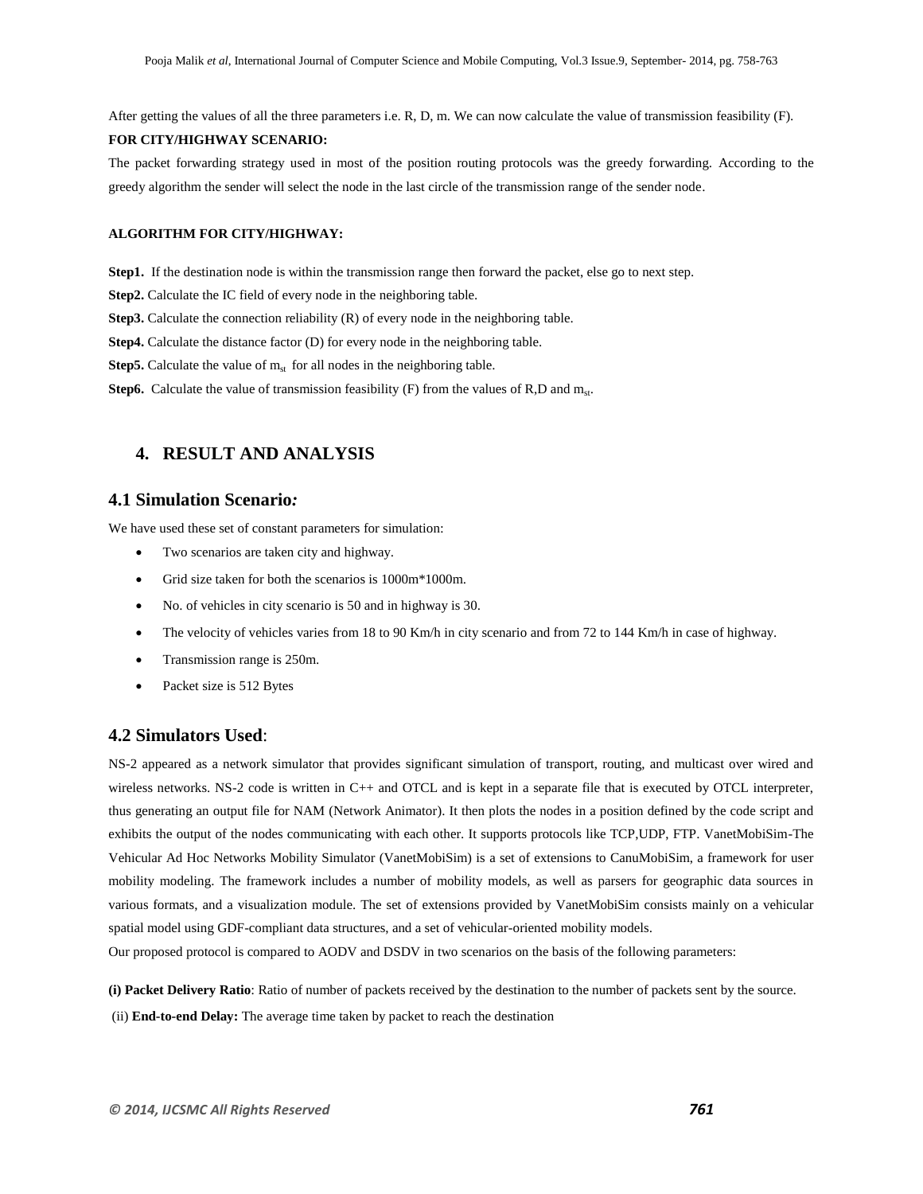After getting the values of all the three parameters i.e. R, D, m. We can now calculate the value of transmission feasibility (F).

**FOR CITY/HIGHWAY SCENARIO:**

The packet forwarding strategy used in most of the position routing protocols was the greedy forwarding. According to the greedy algorithm the sender will select the node in the last circle of the transmission range of the sender node.

**ALGORITHM FOR CITY/HIGHWAY:**

**Step1.** If the destination node is within the transmission range then forward the packet, else go to next step.

**Step2.** Calculate the IC field of every node in the neighboring table.

**Step3.** Calculate the connection reliability (R) of every node in the neighboring table.

**Step4.** Calculate the distance factor (D) for every node in the neighboring table.

**Step5.** Calculate the value of $m_{st}$ for all nodes in the neighboring table.

**Step6.** Calculate the value of transmission feasibility (F) from the values of R,D and $m_{st}$.

## 4. RESULT AND ANALYSIS

### 4.1 Simulation Scenario*:*

We have used these set of constant parameters for simulation:

- Two scenarios are taken city and highway.
- Grid size taken for both the scenarios is 1000m*1000m.
- No. of vehicles in city scenario is 50 and in highway is 30.
- The velocity of vehicles varies from 18 to 90 Km/h in city scenario and from 72 to 144 Km/h in case of highway.
- Transmission range is 250m.
- Packet size is 512 Bytes

### 4.2 Simulators Used:

NS-2 appeared as a network simulator that provides significant simulation of transport, routing, and multicast over wired and wireless networks. NS-2 code is written in C++ and OTCL and is kept in a separate file that is executed by OTCL interpreter, thus generating an output file for NAM (Network Animator). It then plots the nodes in a position defined by the code script and exhibits the output of the nodes communicating with each other. It supports protocols like TCP,UDP, FTP. VanetMobiSim-The Vehicular Ad Hoc Networks Mobility Simulator (VanetMobiSim) is a set of extensions to CanuMobiSim, a framework for user mobility modeling. The framework includes a number of mobility models, as well as parsers for geographic data sources in various formats, and a visualization module. The set of extensions provided by VanetMobiSim consists mainly on a vehicular spatial model using GDF-compliant data structures, and a set of vehicular-oriented mobility models.

Our proposed protocol is compared to AODV and DSDV in two scenarios on the basis of the following parameters:

**(i) Packet Delivery Ratio**: Ratio of number of packets received by the destination to the number of packets sent by the source.

(ii) **End-to-end Delay:** The average time taken by packet to reach the destination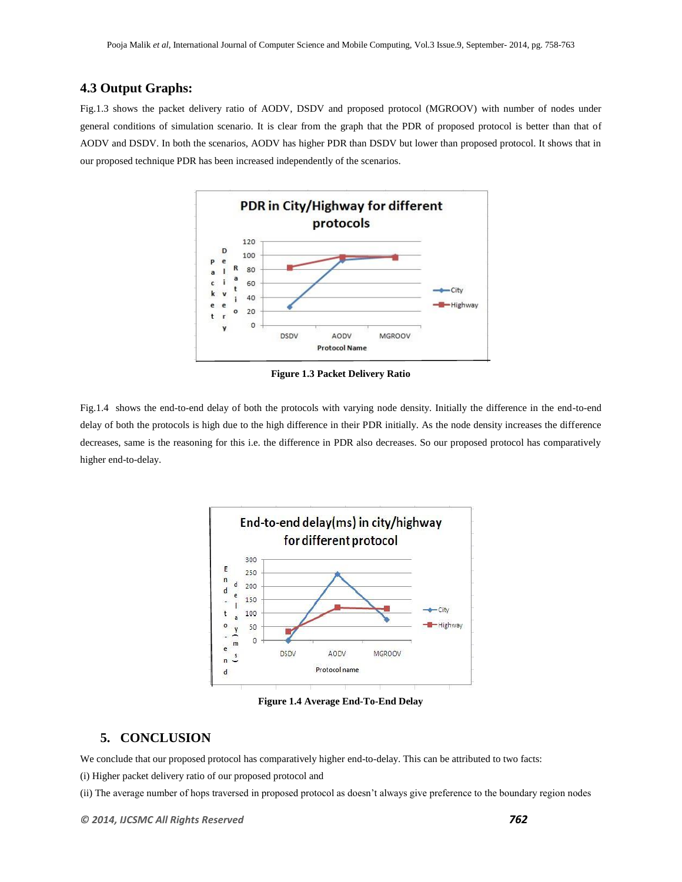### 4.3 Output Graphs:

Fig.1.3 shows the packet delivery ratio of AODV, DSDV and proposed protocol (MGROOV) with number of nodes under general conditions of simulation scenario. It is clear from the graph that the PDR of proposed protocol is better than that of AODV and DSDV. In both the scenarios, AODV has higher PDR than DSDV but lower than proposed protocol. It shows that in our proposed technique PDR has been increased independently of the scenarios.

**Figure 1.3 Packet Delivery Ratio**

Fig.1.4 shows the end-to-end delay of both the protocols with varying node density. Initially the difference in the end-to-end delay of both the protocols is high due to the high difference in their PDR initially. As the node density increases the difference decreases, same is the reasoning for this i.e. the difference in PDR also decreases. So our proposed protocol has comparatively higher end-to-delay.

**Figure 1.4 Average End-To-End Delay**

## 5. CONCLUSION

We conclude that our proposed protocol has comparatively higher end-to-delay. This can be attributed to two facts:

(i) Higher packet delivery ratio of our proposed protocol and

(ii) The average number of hops traversed in proposed protocol as doesn't always give preference to the boundary region nodes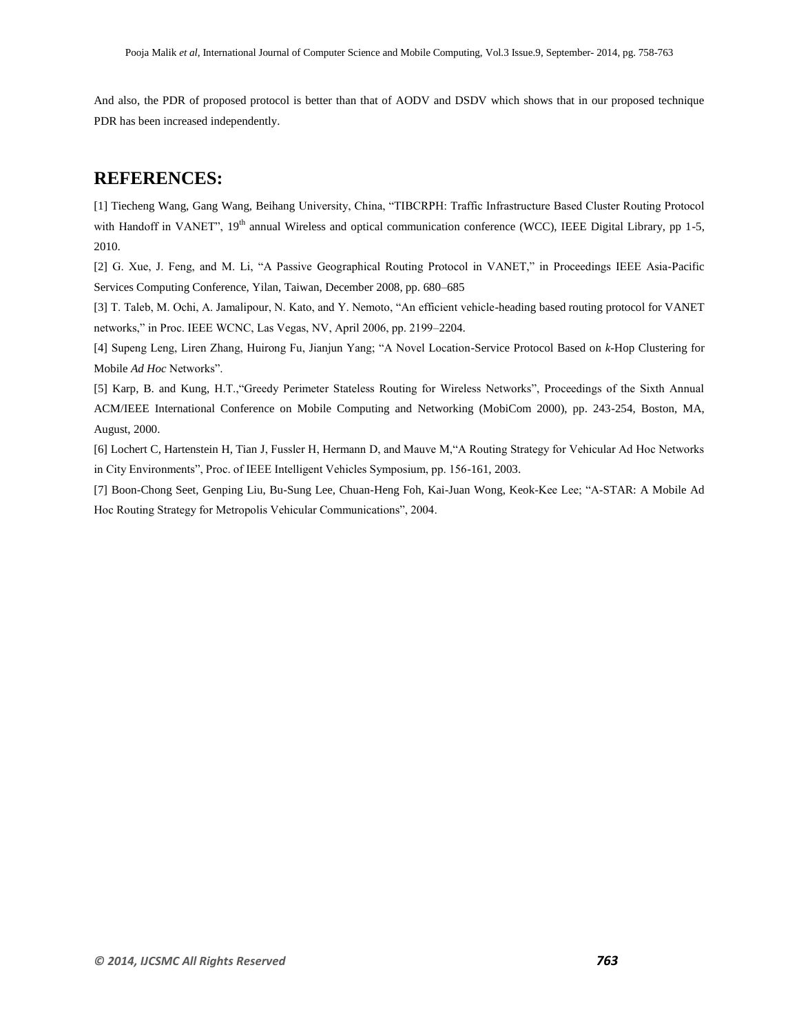And also, the PDR of proposed protocol is better than that of AODV and DSDV which shows that in our proposed technique PDR has been increased independently.

## REFERENCES:

[1] Tiecheng Wang, Gang Wang, Beihang University, China, "TIBCRPH: Traffic Infrastructure Based Cluster Routing Protocol with Handoff in VANET", 19th annual Wireless and optical communication conference (WCC), IEEE Digital Library, pp 1-5, 2010.

[2] G. Xue, J. Feng, and M. Li, "A Passive Geographical Routing Protocol in VANET," in Proceedings IEEE Asia-Pacific Services Computing Conference, Yilan, Taiwan, December 2008, pp. 680–685

[3] T. Taleb, M. Ochi, A. Jamalipour, N. Kato, and Y. Nemoto, "An efficient vehicle-heading based routing protocol for VANET networks," in Proc. IEEE WCNC, Las Vegas, NV, April 2006, pp. 2199–2204.

[4] Supeng Leng, Liren Zhang, Huirong Fu, Jianjun Yang; "A Novel Location-Service Protocol Based on *k*-Hop Clustering for Mobile *Ad Hoc* Networks".

[5] Karp, B. and Kung, H.T.,"Greedy Perimeter Stateless Routing for Wireless Networks", Proceedings of the Sixth Annual ACM/IEEE International Conference on Mobile Computing and Networking (MobiCom 2000), pp. 243-254, Boston, MA, August, 2000.

[6] Lochert C, Hartenstein H, Tian J, Fussler H, Hermann D, and Mauve M,"A Routing Strategy for Vehicular Ad Hoc Networks in City Environments", Proc. of IEEE Intelligent Vehicles Symposium, pp. 156-161, 2003.

[7] Boon-Chong Seet, Genping Liu, Bu-Sung Lee, Chuan-Heng Foh, Kai-Juan Wong, Keok-Kee Lee; "A-STAR: A Mobile Ad Hoc Routing Strategy for Metropolis Vehicular Communications", 2004.